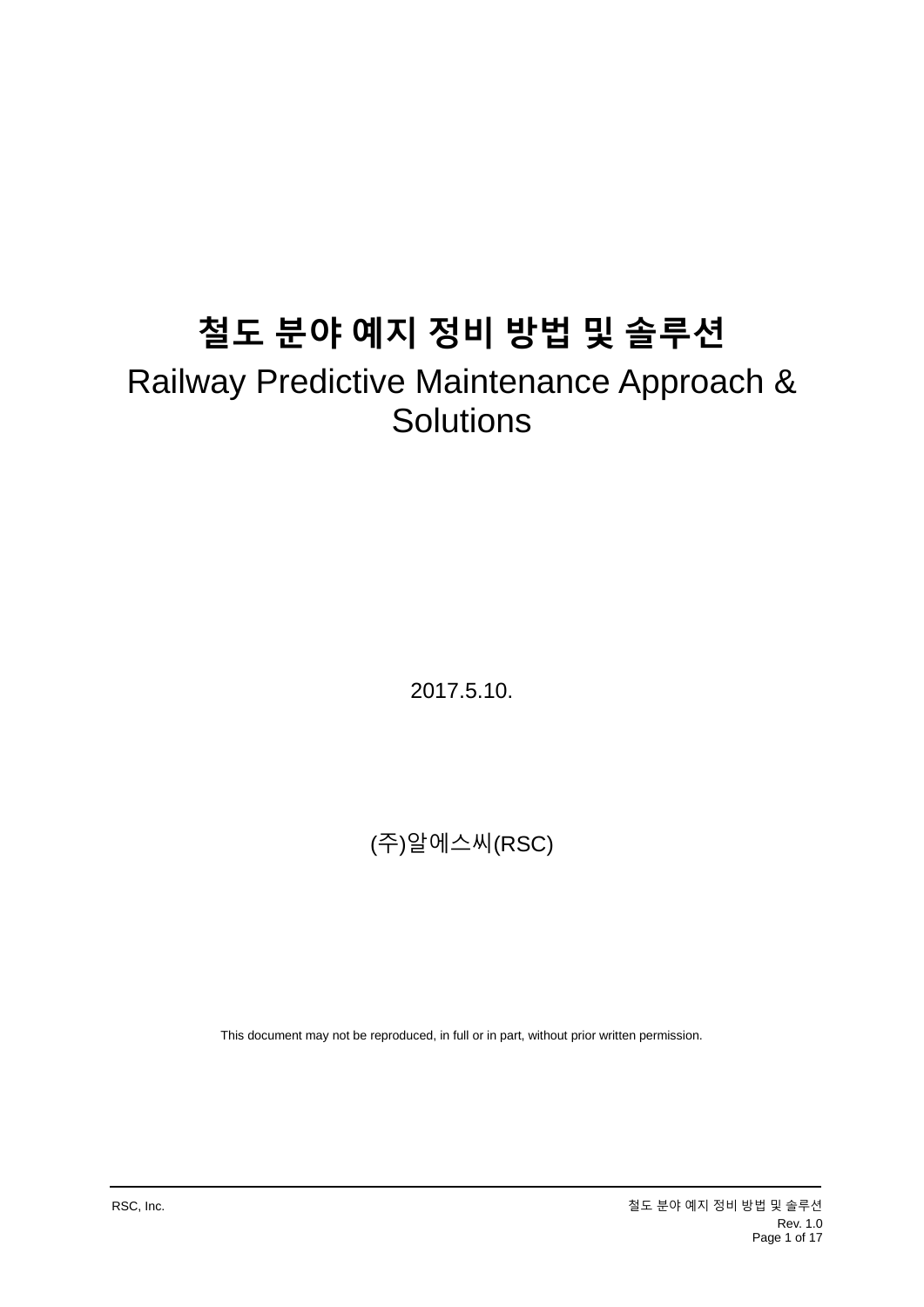# 철도 분야 예지 정비 방법 및 솔루션

Railway Predictive Maintenance Approach & Solutions

2017.5.10.

(주)알에스씨(RSC)

This document may not be reproduced, in full or in part, without prior written permission.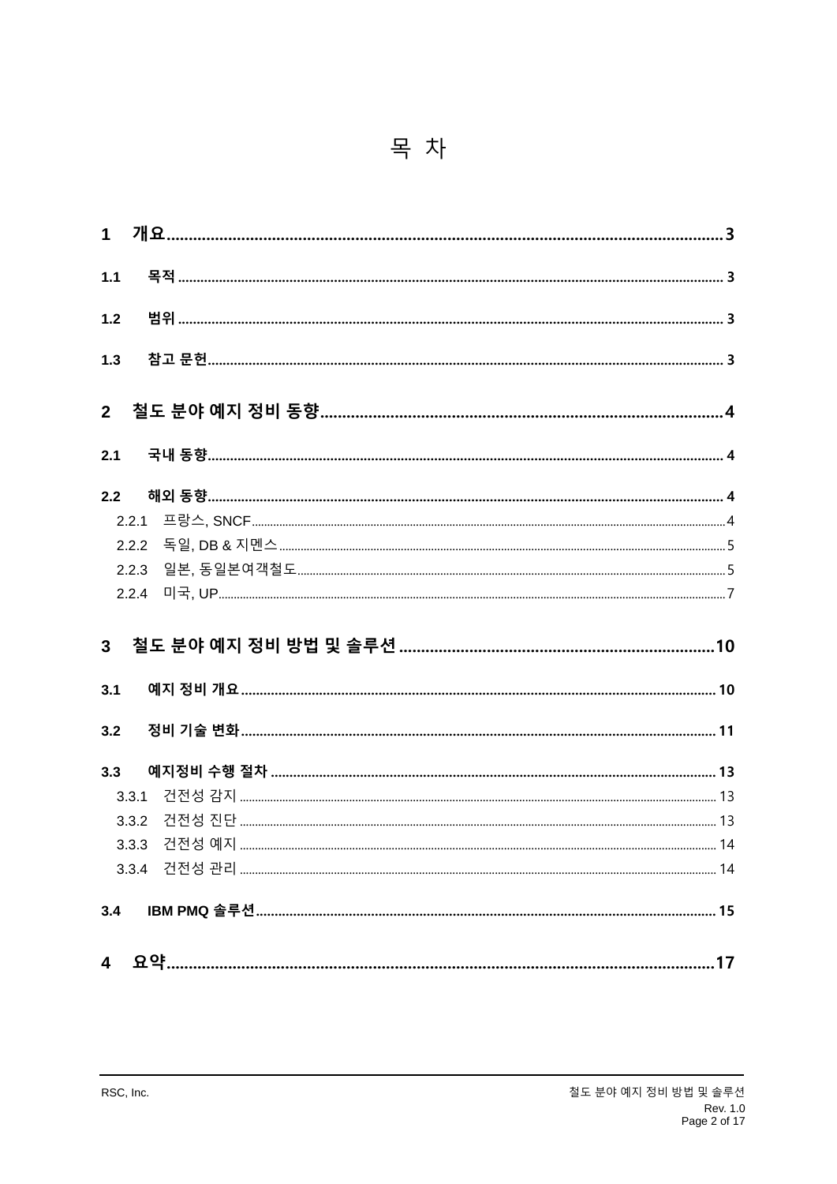# 목 차

1 개요 ........ 3

1.1 목적 ........ 3

1.2 범위 ........ 3

1.3 참고 문헌 ........ 3

2 철도 분야 예지 정비 동향 ........ 4

2.1 국내 동향 ........ 4

2.2 해외 동향 ........ 4

2.2.1 프랑스, SNCF ........ 4

2.2.2 독일, DB & 지멘스 ........ 5

2.2.3 일본, 동일본여객철도 ........ 5

2.2.4 미국, UP ........ 7

3 철도 분야 예지 정비 방법 및 솔루션 ........ 10

3.1 예지 정비 개요 ........ 10

3.2 정비 기술 변화 ........ 11

3.3 예지정비 수행 절차 ........ 13

3.3.1 건전성 감지 ........ 13

3.3.2 건전성 진단 ........ 13

3.3.3 건전성 예지 ........ 14

3.3.4 건전성 관리 ........ 14

3.4 IBM PMQ 솔루션 ........ 15

4 요약 ........ 17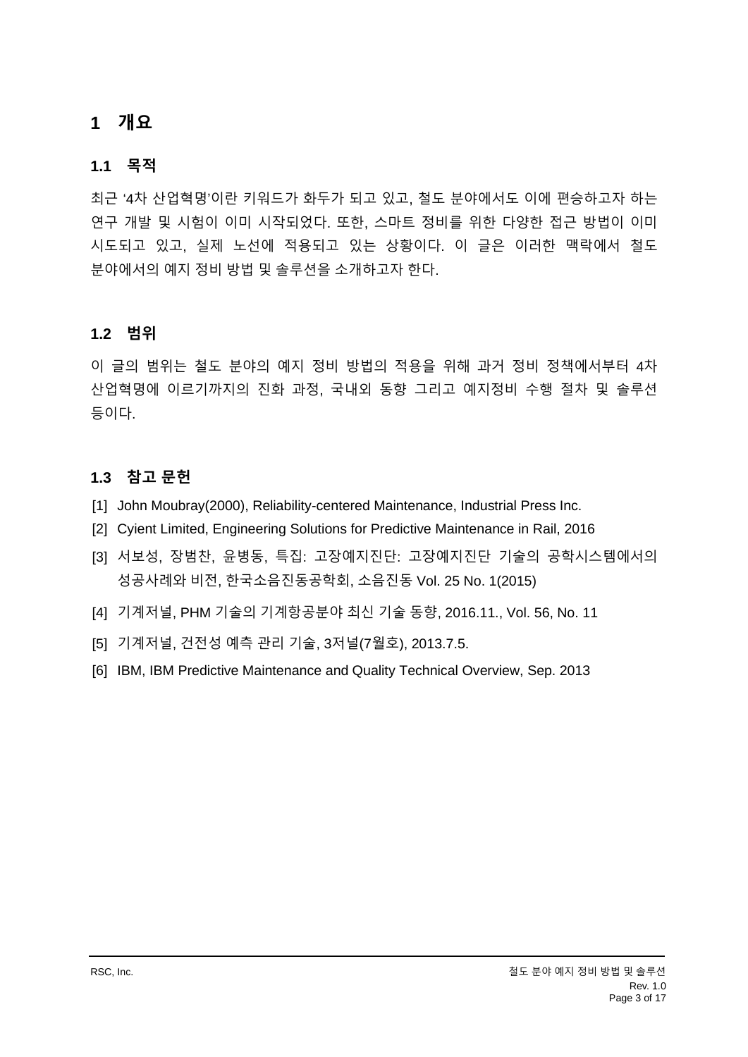# 1 개요

## 1.1 목적

최근 ‘4차 산업혁명’이란 키워드가 화두가 되고 있고, 철도 분야에서도 이에 편승하고자 하는 연구 개발 및 시험이 이미 시작되었다. 또한, 스마트 정비를 위한 다양한 접근 방법이 이미 시도되고 있고, 실제 노선에 적용되고 있는 상황이다. 이 글은 이러한 맥락에서 철도 분야에서의 예지 정비 방법 및 솔루션을 소개하고자 한다.

## 1.2 범위

이 글의 범위는 철도 분야의 예지 정비 방법의 적용을 위해 과거 정비 정책에서부터 4차 산업혁명에 이르기까지의 진화 과정, 국내외 동향 그리고 예지정비 수행 절차 및 솔루션 등이다.

## 1.3 참고 문헌

[1] John Moubray(2000), Reliability-centered Maintenance, Industrial Press Inc.

[2] Cyient Limited, Engineering Solutions for Predictive Maintenance in Rail, 2016

[3] 서보성, 장범찬, 윤병동, 특집: 고장예지진단: 고장예지진단 기술의 공학시스템에서의 성공사례와 비전, 한국소음진동공학회, 소음진동 Vol. 25 No. 1(2015)

[4] 기계저널, PHM 기술의 기계항공분야 최신 기술 동향, 2016.11., Vol. 56, No. 11

[5] 기계저널, 건전성 예측 관리 기술, 3저널(7월호), 2013.7.5.

[6] IBM, IBM Predictive Maintenance and Quality Technical Overview, Sep. 2013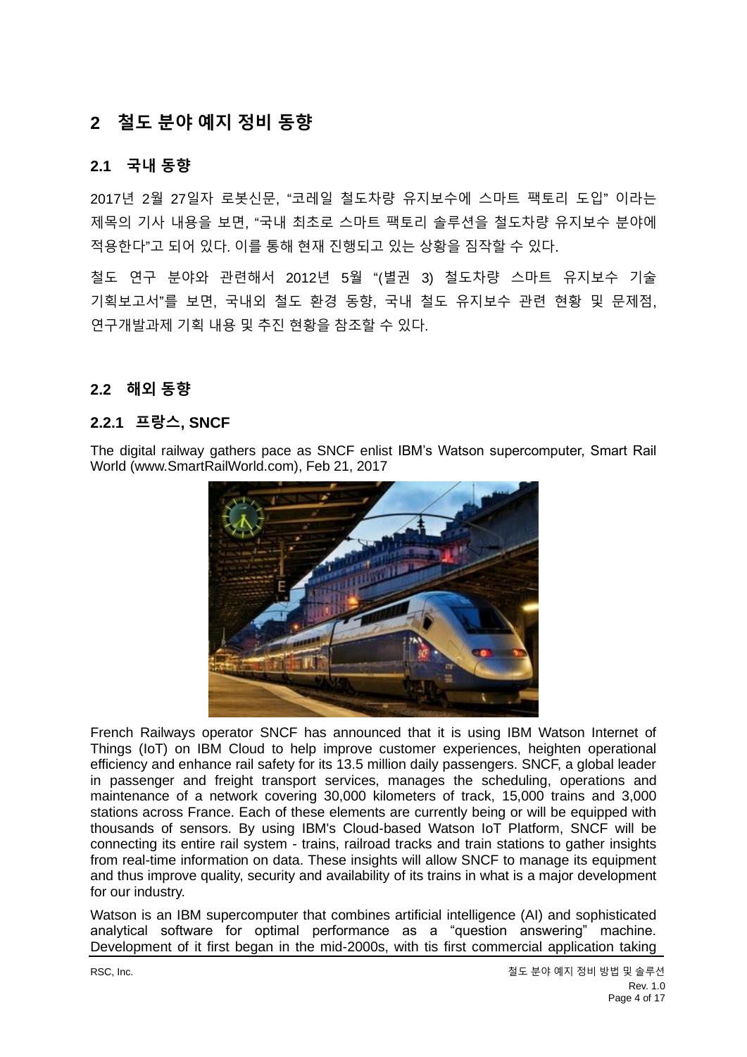# 2 철도 분야 예지 정비 동향

## 2.1 국내 동향

2017년 2월 27일자 로봇신문, "코레일 철도차량 유지보수에 스마트 팩토리 도입" 이라는 제목의 기사 내용을 보면, "국내 최초로 스마트 팩토리 솔루션을 철도차량 유지보수 분야에 적용한다"고 되어 있다. 이를 통해 현재 진행되고 있는 상황을 짐작할 수 있다.

철도 연구 분야와 관련해서 2012년 5월 "(별권 3) 철도차량 스마트 유지보수 기술 기획보고서"를 보면, 국내외 철도 환경 동향, 국내 철도 유지보수 관련 현황 및 문제점, 연구개발과제 기획 내용 및 추진 현황을 참조할 수 있다.

## 2.2 해외 동향

### 2.2.1 프랑스, SNCF

The digital railway gathers pace as SNCF enlist IBM's Watson supercomputer, Smart Rail World (www.SmartRailWorld.com), Feb 21, 2017

French Railways operator SNCF has announced that it is using IBM Watson Internet of Things (IoT) on IBM Cloud to help improve customer experiences, heighten operational efficiency and enhance rail safety for its 13.5 million daily passengers. SNCF, a global leader in passenger and freight transport services, manages the scheduling, operations and maintenance of a network covering 30,000 kilometers of track, 15,000 trains and 3,000 stations across France. Each of these elements are currently being or will be equipped with thousands of sensors. By using IBM's Cloud-based Watson IoT Platform, SNCF will be connecting its entire rail system - trains, railroad tracks and train stations to gather insights from real-time information on data. These insights will allow SNCF to manage its equipment and thus improve quality, security and availability of its trains in what is a major development for our industry.

Watson is an IBM supercomputer that combines artificial intelligence (AI) and sophisticated analytical software for optimal performance as a "question answering" machine. Development of it first began in the mid-2000s, with tis first commercial application taking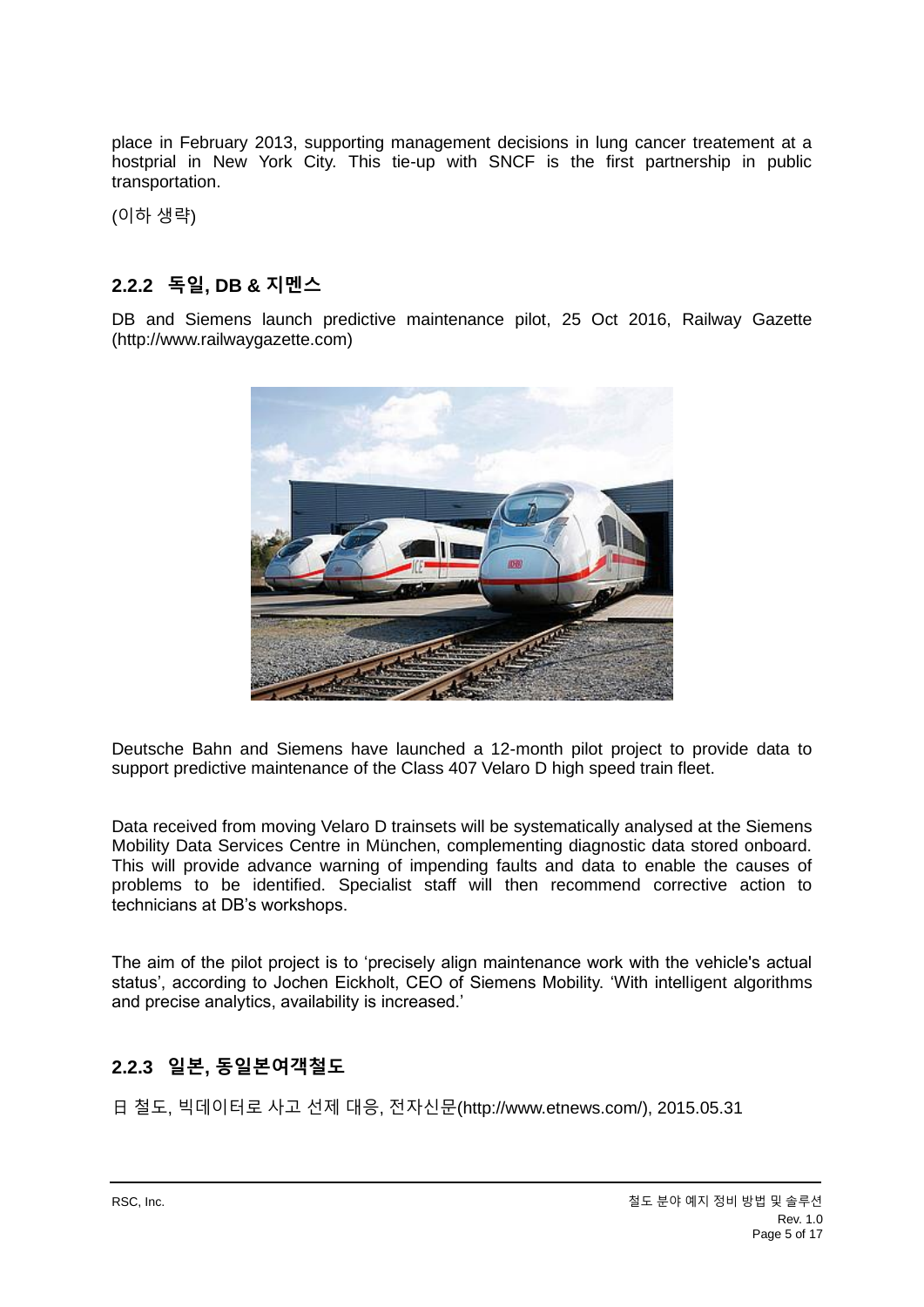place in February 2013, supporting management decisions in lung cancer treatement at a hostprial in New York City. This tie-up with SNCF is the first partnership in public transportation.

(이하 생략)

### 2.2.2 독일, DB & 지멘스

DB and Siemens launch predictive maintenance pilot, 25 Oct 2016, Railway Gazette (http://www.railwaygazette.com)

Deutsche Bahn and Siemens have launched a 12-month pilot project to provide data to support predictive maintenance of the Class 407 Velaro D high speed train fleet.

Data received from moving Velaro D trainsets will be systematically analysed at the Siemens Mobility Data Services Centre in München, complementing diagnostic data stored onboard. This will provide advance warning of impending faults and data to enable the causes of problems to be identified. Specialist staff will then recommend corrective action to technicians at DB's workshops.

The aim of the pilot project is to 'precisely align maintenance work with the vehicle's actual status', according to Jochen Eickholt, CEO of Siemens Mobility. 'With intelligent algorithms and precise analytics, availability is increased.'

### 2.2.3 일본, 동일본여객철도

日 철도, 빅데이터로 사고 선제 대응, 전자신문(http://www.etnews.com/), 2015.05.31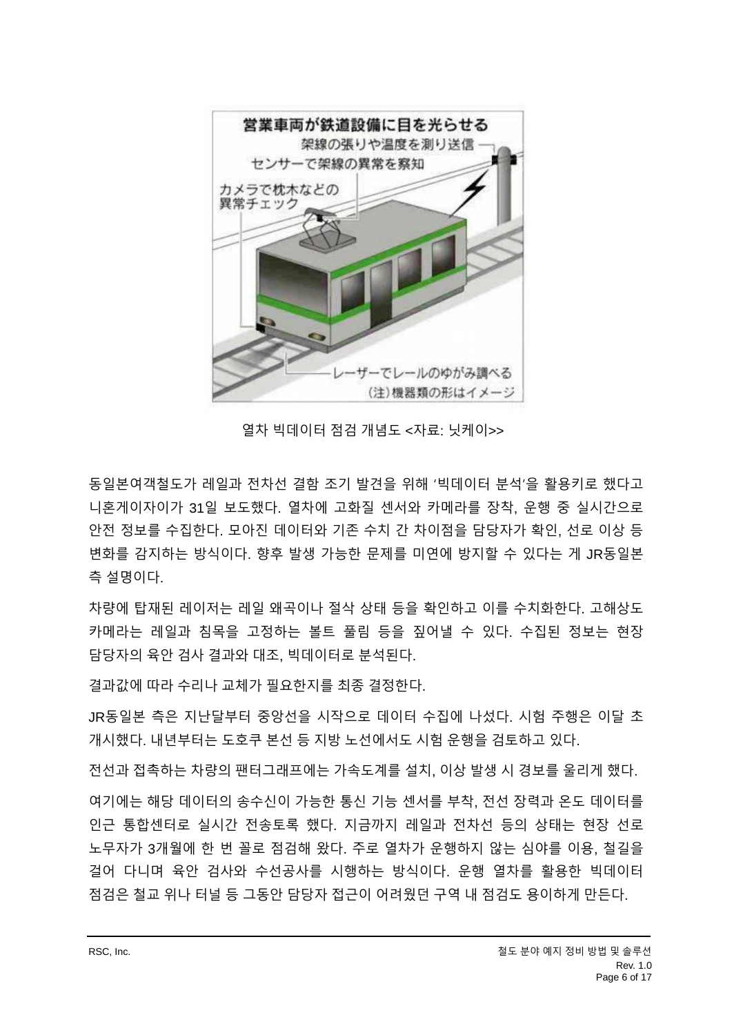열차 빅데이터 점검 개념도 <자료: 닛케이>>

동일본여객철도가 레일과 전차선 결함 조기 발견을 위해 '빅데이터 분석'을 활용키로 했다고 니혼게이자이가 31일 보도했다. 열차에 고화질 센서와 카메라를 장착, 운행 중 실시간으로 안전 정보를 수집한다. 모아진 데이터와 기존 수치 간 차이점을 담당자가 확인, 선로 이상 등 변화를 감지하는 방식이다. 향후 발생 가능한 문제를 미연에 방지할 수 있다는 게 JR동일본 측 설명이다.

차량에 탑재된 레이저는 레일 왜곡이나 절삭 상태 등을 확인하고 이를 수치화한다. 고해상도 카메라는 레일과 침목을 고정하는 볼트 풀림 등을 짚어낼 수 있다. 수집된 정보는 현장 담당자의 육안 검사 결과와 대조, 빅데이터로 분석된다.

결과값에 따라 수리나 교체가 필요한지를 최종 결정한다.

JR동일본 측은 지난달부터 중앙선을 시작으로 데이터 수집에 나섰다. 시험 주행은 이달 초 개시했다. 내년부터는 도호쿠 본선 등 지방 노선에서도 시험 운행을 검토하고 있다.

전선과 접촉하는 차량의 팬터그래프에는 가속도계를 설치, 이상 발생 시 경보를 울리게 했다.

여기에는 해당 데이터의 송수신이 가능한 통신 기능 센서를 부착, 전선 장력과 온도 데이터를 인근 통합센터로 실시간 전송토록 했다. 지금까지 레일과 전차선 등의 상태는 현장 선로 노무자가 3개월에 한 번 꼴로 점검해 왔다. 주로 열차가 운행하지 않는 심야를 이용, 철길을 걸어 다니며 육안 검사와 수선공사를 시행하는 방식이다. 운행 열차를 활용한 빅데이터 점검은 철교 위나 터널 등 그동안 담당자 접근이 어려웠던 구역 내 점검도 용이하게 만든다.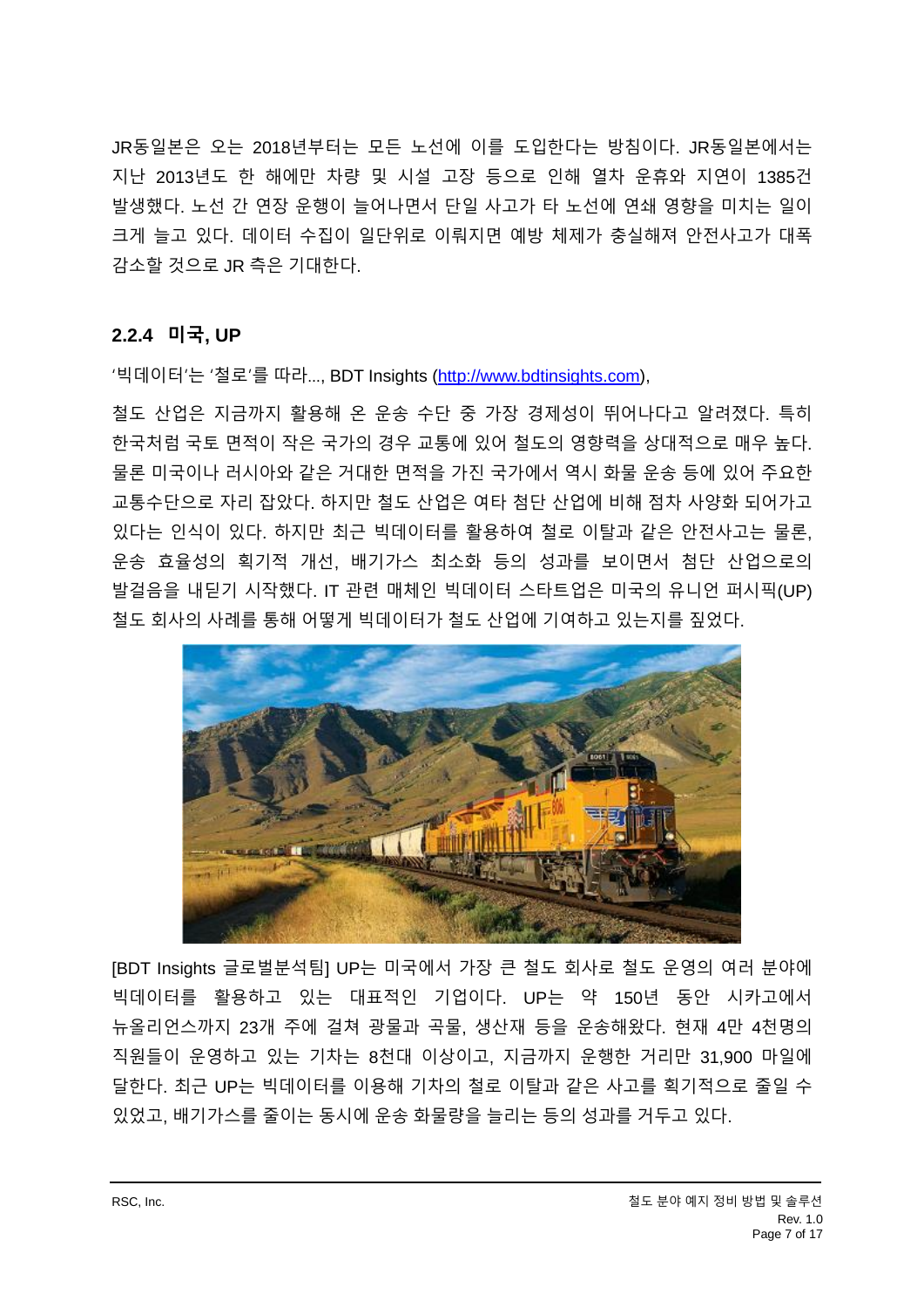JR동일본은 오는 2018년부터는 모든 노선에 이를 도입한다는 방침이다. JR동일본에서는 지난 2013년도 한 해에만 차량 및 시설 고장 등으로 인해 열차 운휴와 지연이 1385건 발생했다. 노선 간 연장 운행이 늘어나면서 단일 사고가 타 노선에 연쇄 영향을 미치는 일이 크게 늘고 있다. 데이터 수집이 일단위로 이뤄지면 예방 체제가 충실해져 안전사고가 대폭 감소할 것으로 JR 측은 기대한다.

### 2.2.4 미국, UP

'빅데이터'는 '철로'를 따라..., BDT Insights (http://www.bdtinsights.com),

철도 산업은 지금까지 활용해 온 운송 수단 중 가장 경제성이 뛰어나다고 알려졌다. 특히 한국처럼 국토 면적이 작은 국가의 경우 교통에 있어 철도의 영향력을 상대적으로 매우 높다. 물론 미국이나 러시아와 같은 거대한 면적을 가진 국가에서 역시 화물 운송 등에 있어 주요한 교통수단으로 자리 잡았다. 하지만 철도 산업은 여타 첨단 산업에 비해 점차 사양화 되어가고 있다는 인식이 있다. 하지만 최근 빅데이터를 활용하여 철로 이탈과 같은 안전사고는 물론, 운송 효율성의 획기적 개선, 배기가스 최소화 등의 성과를 보이면서 첨단 산업으로의 발걸음을 내딛기 시작했다. IT 관련 매체인 빅데이터 스타트업은 미국의 유니언 퍼시픽(UP) 철도 회사의 사례를 통해 어떻게 빅데이터가 철도 산업에 기여하고 있는지를 짚었다.

[BDT Insights 글로벌분석팀] UP는 미국에서 가장 큰 철도 회사로 철도 운영의 여러 분야에 빅데이터를 활용하고 있는 대표적인 기업이다. UP는 약 150년 동안 시카고에서 뉴올리언스까지 23개 주에 걸쳐 광물과 곡물, 생산재 등을 운송해왔다. 현재 4만 4천명의 직원들이 운영하고 있는 기차는 8천대 이상이고, 지금까지 운행한 거리만 31,900 마일에 달한다. 최근 UP는 빅데이터를 이용해 기차의 철로 이탈과 같은 사고를 획기적으로 줄일 수 있었고, 배기가스를 줄이는 동시에 운송 화물량을 늘리는 등의 성과를 거두고 있다.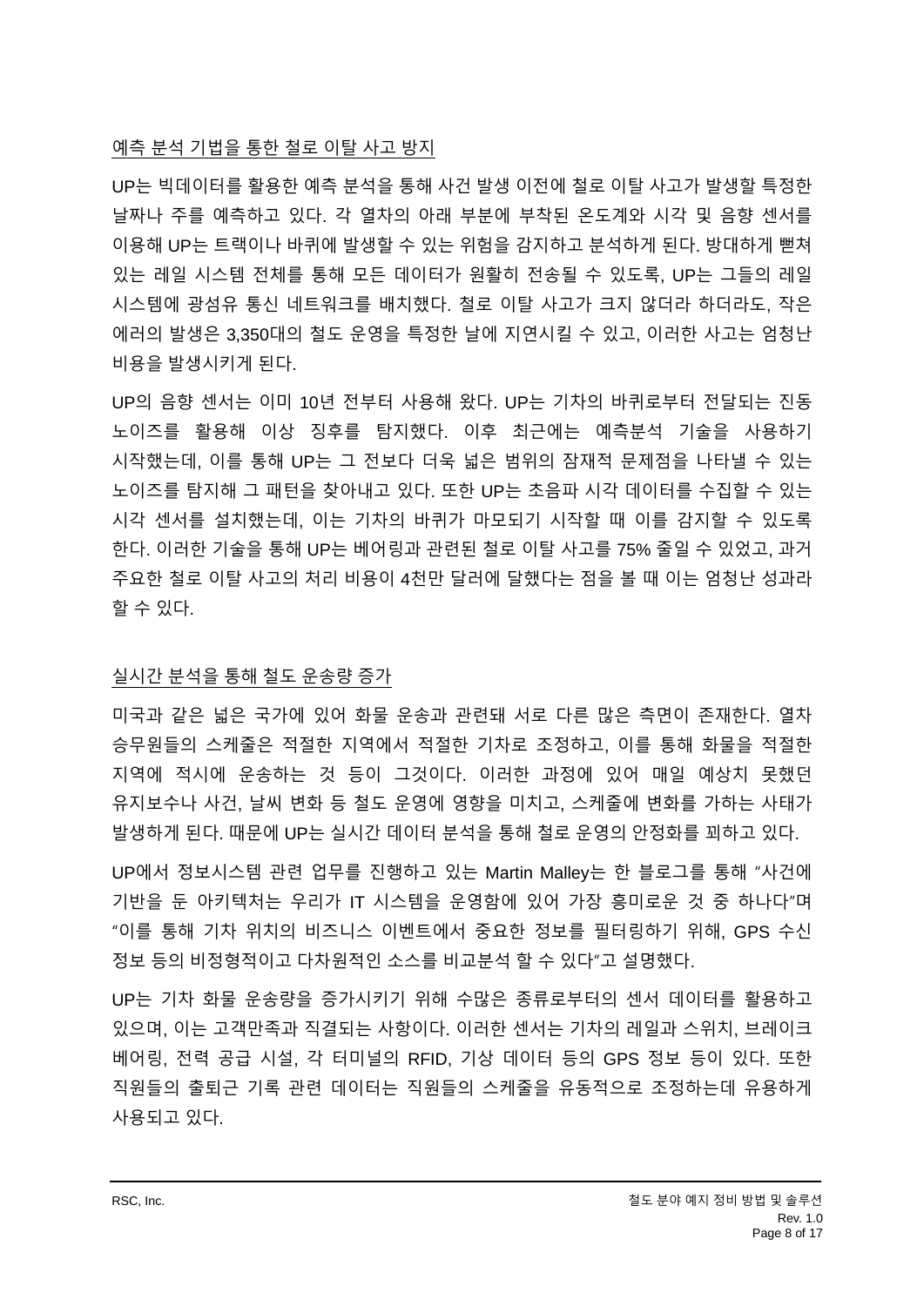## 예측 분석 기법을 통한 철로 이탈 사고 방지

UP는 빅데이터를 활용한 예측 분석을 통해 사건 발생 이전에 철로 이탈 사고가 발생할 특정한 날짜나 주를 예측하고 있다. 각 열차의 아래 부분에 부착된 온도계와 시각 및 음향 센서를 이용해 UP는 트랙이나 바퀴에 발생할 수 있는 위험을 감지하고 분석하게 된다. 방대하게 뻗쳐 있는 레일 시스템 전체를 통해 모든 데이터가 원활히 전송될 수 있도록, UP는 그들의 레일 시스템에 광섬유 통신 네트워크를 배치했다. 철로 이탈 사고가 크지 않더라 하더라도, 작은 에러의 발생은 3,350대의 철도 운영을 특정한 날에 지연시킬 수 있고, 이러한 사고는 엄청난 비용을 발생시키게 된다.

UP의 음향 센서는 이미 10년 전부터 사용해 왔다. UP는 기차의 바퀴로부터 전달되는 진동 노이즈를 활용해 이상 징후를 탐지했다. 이후 최근에는 예측분석 기술을 사용하기 시작했는데, 이를 통해 UP는 그 전보다 더욱 넓은 범위의 잠재적 문제점을 나타낼 수 있는 노이즈를 탐지해 그 패턴을 찾아내고 있다. 또한 UP는 초음파 시각 데이터를 수집할 수 있는 시각 센서를 설치했는데, 이는 기차의 바퀴가 마모되기 시작할 때 이를 감지할 수 있도록 한다. 이러한 기술을 통해 UP는 베어링과 관련된 철로 이탈 사고를 75% 줄일 수 있었고, 과거 주요한 철로 이탈 사고의 처리 비용이 4천만 달러에 달했다는 점을 볼 때 이는 엄청난 성과라 할 수 있다.

## 실시간 분석을 통해 철도 운송량 증가

미국과 같은 넓은 국가에 있어 화물 운송과 관련돼 서로 다른 많은 측면이 존재한다. 열차 승무원들의 스케줄은 적절한 지역에서 적절한 기차로 조정하고, 이를 통해 화물을 적절한 지역에 적시에 운송하는 것 등이 그것이다. 이러한 과정에 있어 매일 예상치 못했던 유지보수나 사건, 날씨 변화 등 철도 운영에 영향을 미치고, 스케줄에 변화를 가하는 사태가 발생하게 된다. 때문에 UP는 실시간 데이터 분석을 통해 철로 운영의 안정화를 꾀하고 있다.

UP에서 정보시스템 관련 업무를 진행하고 있는 Martin Malley는 한 블로그를 통해 "사건에 기반을 둔 아키텍처는 우리가 IT 시스템을 운영함에 있어 가장 흥미로운 것 중 하나다"며 "이를 통해 기차 위치의 비즈니스 이벤트에서 중요한 정보를 필터링하기 위해, GPS 수신 정보 등의 비정형적이고 다차원적인 소스를 비교분석 할 수 있다"고 설명했다.

UP는 기차 화물 운송량을 증가시키기 위해 수많은 종류로부터의 센서 데이터를 활용하고 있으며, 이는 고객만족과 직결되는 사항이다. 이러한 센서는 기차의 레일과 스위치, 브레이크 베어링, 전력 공급 시설, 각 터미널의 RFID, 기상 데이터 등의 GPS 정보 등이 있다. 또한 직원들의 출퇴근 기록 관련 데이터는 직원들의 스케줄을 유동적으로 조정하는데 유용하게 사용되고 있다.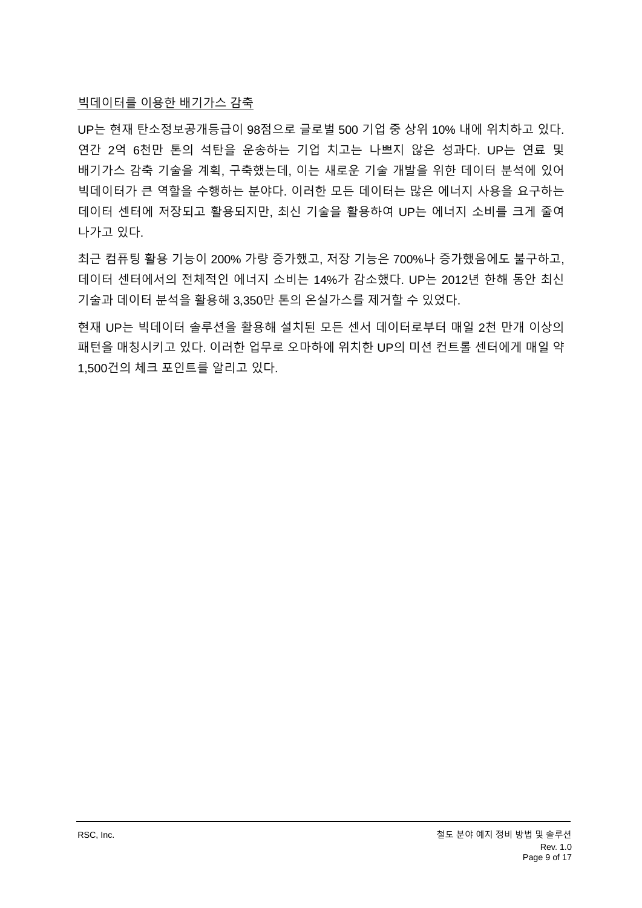## 빅데이터를 이용한 배기가스 감축

UP는 현재 탄소정보공개등급이 98점으로 글로벌 500 기업 중 상위 10% 내에 위치하고 있다. 연간 2억 6천만 톤의 석탄을 운송하는 기업 치고는 나쁘지 않은 성과다. UP는 연료 및 배기가스 감축 기술을 계획, 구축했는데, 이는 새로운 기술 개발을 위한 데이터 분석에 있어 빅데이터가 큰 역할을 수행하는 분야다. 이러한 모든 데이터는 많은 에너지 사용을 요구하는 데이터 센터에 저장되고 활용되지만, 최신 기술을 활용하여 UP는 에너지 소비를 크게 줄여 나가고 있다.

최근 컴퓨팅 활용 기능이 200% 가량 증가했고, 저장 기능은 700%나 증가했음에도 불구하고, 데이터 센터에서의 전체적인 에너지 소비는 14%가 감소했다. UP는 2012년 한해 동안 최신 기술과 데이터 분석을 활용해 3,350만 톤의 온실가스를 제거할 수 있었다.

현재 UP는 빅데이터 솔루션을 활용해 설치된 모든 센서 데이터로부터 매일 2천 만개 이상의 패턴을 매칭시키고 있다. 이러한 업무로 오마하에 위치한 UP의 미션 컨트롤 센터에게 매일 약 1,500건의 체크 포인트를 알리고 있다.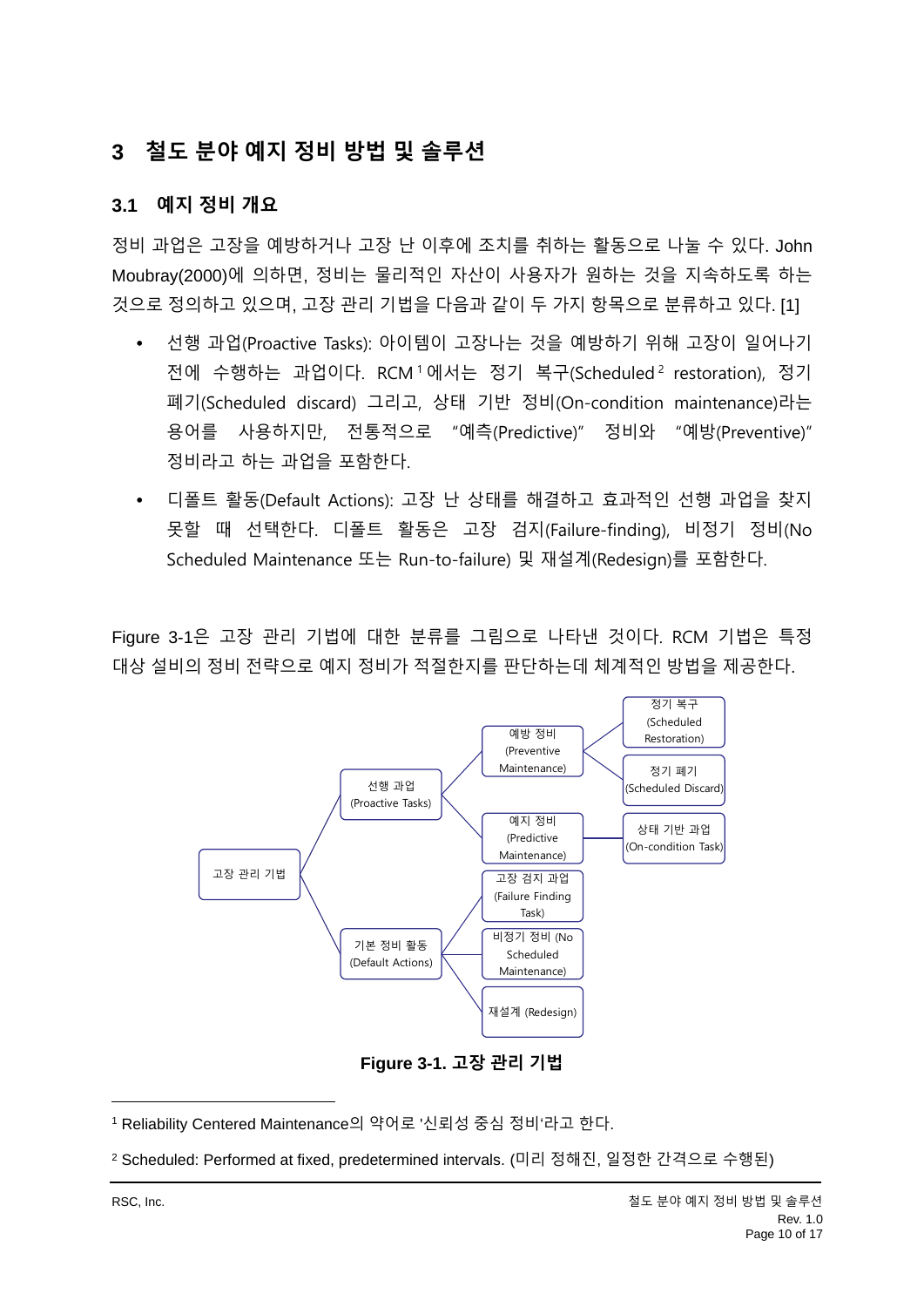# 3 철도 분야 예지 정비 방법 및 솔루션

## 3.1 예지 정비 개요

정비 과업은 고장을 예방하거나 고장 난 이후에 조치를 취하는 활동으로 나눌 수 있다. John Moubray(2000)에 의하면, 정비는 물리적인 자산이 사용자가 원하는 것을 지속하도록 하는 것으로 정의하고 있으며, 고장 관리 기법을 다음과 같이 두 가지 항목으로 분류하고 있다. [1]

- 선행 과업(Proactive Tasks): 아이템이 고장나는 것을 예방하기 위해 고장이 일어나기 전에 수행하는 과업이다. RCM[1] 에서는 정기 복구(Scheduled[2] restoration), 정기 폐기(Scheduled discard) 그리고, 상태 기반 정비(On-condition maintenance)라는 용어를 사용하지만, 전통적으로 "예측(Predictive)" 정비와 "예방(Preventive)" 정비라고 하는 과업을 포함한다.
- 디폴트 활동(Default Actions): 고장 난 상태를 해결하고 효과적인 선행 과업을 찾지 못할 때 선택한다. 디폴트 활동은 고장 검지(Failure-finding), 비정기 정비(No Scheduled Maintenance 또는 Run-to-failure) 및 재설계(Redesign)를 포함한다.

Figure 3-1은 고장 관리 기법에 대한 분류를 그림으로 나타낸 것이다. RCM 기법은 특정 대상 설비의 정비 전략으로 예지 정비가 적절한지를 판단하는데 체계적인 방법을 제공한다.

- 고장 관리 기법
  - 선행 과업 (Proactive Tasks)
    - 예방 정비 (Preventive Maintenance)
      - 정기 복구 (Scheduled Restoration)
      - 정기 폐기 (Scheduled Discard)
    - 예지 정비 (Predictive Maintenance)
      - 상태 기반 과업 (On-condition Task)
  - 기본 정비 활동 (Default Actions)
    - 고장 검지 과업 (Failure Finding Task)
    - 비정기 정비 (No Scheduled Maintenance)
    - 재설계 (Redesign)

**Figure 3-1. 고장 관리 기법**

[1] Reliability Centered Maintenance의 약어로 '신뢰성 중심 정비'라고 한다.

[2] Scheduled: Performed at fixed, predetermined intervals. (미리 정해진, 일정한 간격으로 수행된)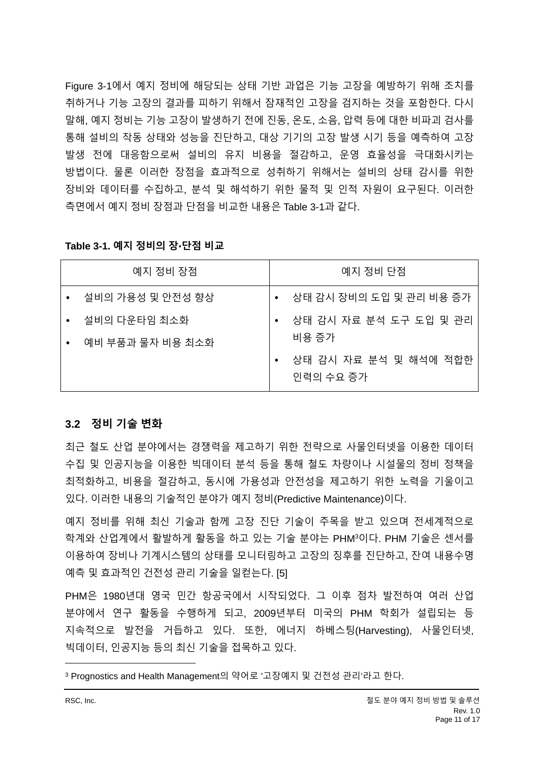Figure 3-1에서 예지 정비에 해당되는 상태 기반 과업은 기능 고장을 예방하기 위해 조치를 취하거나 기능 고장의 결과를 피하기 위해서 잠재적인 고장을 검지하는 것을 포함한다. 다시 말해, 예지 정비는 기능 고장이 발생하기 전에 진동, 온도, 소음, 압력 등에 대한 비파괴 검사를 통해 설비의 작동 상태와 성능을 진단하고, 대상 기기의 고장 발생 시기 등을 예측하여 고장 발생 전에 대응함으로써 설비의 유지 비용을 절감하고, 운영 효율성을 극대화시키는 방법이다. 물론 이러한 장점을 효과적으로 성취하기 위해서는 설비의 상태 감시를 위한 장비와 데이터를 수집하고, 분석 및 해석하기 위한 물적 및 인적 자원이 요구된다. 이러한 측면에서 예지 정비 장점과 단점을 비교한 내용은 Table 3-1과 같다.

**Table 3-1. 예지 정비의 장·단점 비교**

| 예지 정비 장점 | 예지 정비 단점 |
|---|---|
| • 설비의 가용성 및 안전성 향상<br>• 설비의 다운타임 최소화<br>• 예비 부품과 물자 비용 최소화 | • 상태 감시 장비의 도입 및 관리 비용 증가<br>• 상태 감시 자료 분석 도구 도입 및 관리 비용 증가<br>• 상태 감시 자료 분석 및 해석에 적합한 인력의 수요 증가 |

## 3.2 정비 기술 변화

최근 철도 산업 분야에서는 경쟁력을 제고하기 위한 전략으로 사물인터넷을 이용한 데이터 수집 및 인공지능을 이용한 빅데이터 분석 등을 통해 철도 차량이나 시설물의 정비 정책을 최적화하고, 비용을 절감하고, 동시에 가용성과 안전성을 제고하기 위한 노력을 기울이고 있다. 이러한 내용의 기술적인 분야가 예지 정비(Predictive Maintenance)이다.

예지 정비를 위해 최신 기술과 함께 고장 진단 기술이 주목을 받고 있으며 전세계적으로 학계와 산업계에서 활발하게 활동을 하고 있는 기술 분야는 PHM[3]이다. PHM 기술은 센서를 이용하여 장비나 기계시스템의 상태를 모니터링하고 고장의 징후를 진단하고, 잔여 내용수명 예측 및 효과적인 건전성 관리 기술을 일컫는다. [5]

PHM은 1980년대 영국 민간 항공국에서 시작되었다. 그 이후 점차 발전하여 여러 산업 분야에서 연구 활동을 수행하게 되고, 2009년부터 미국의 PHM 학회가 설립되는 등 지속적으로 발전을 거듭하고 있다. 또한, 에너지 하베스팅(Harvesting), 사물인터넷, 빅데이터, 인공지능 등의 최신 기술을 접목하고 있다.

[3] Prognostics and Health Management의 약어로 '고장예지 및 건전성 관리'라고 한다.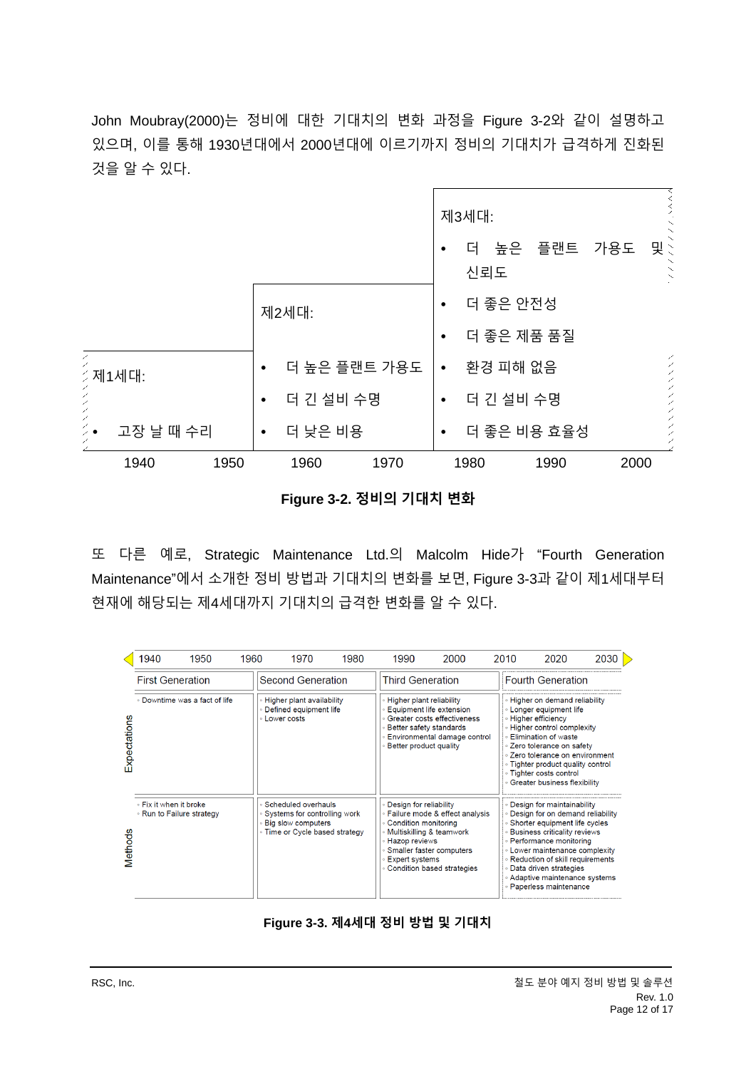John Moubray(2000)는 정비에 대한 기대치의 변화 과정을 Figure 3-2와 같이 설명하고 있으며, 이를 통해 1930년대에서 2000년대에 이르기까지 정비의 기대치가 급격하게 진화된 것을 알 수 있다.

| 제1세대: | 제2세대: | 제3세대: |
|---|---|---|
| • 고장 날 때 수리 | • 더 높은 플랜트 가용도<br>• 더 긴 설비 수명<br>• 더 낮은 비용 | • 더 높은 플랜트 가용도 및 신뢰도<br>• 더 좋은 안전성<br>• 더 좋은 제품 품질<br>• 환경 피해 없음<br>• 더 긴 설비 수명<br>• 더 좋은 비용 효율성 |
| 1940 – 1950 | 1960 – 1970 | 1980 – 1990 – 2000 |

**Figure 3-2. 정비의 기대치 변화**

또 다른 예로, Strategic Maintenance Ltd.의 Malcolm Hide가 "Fourth Generation Maintenance"에서 소개한 정비 방법과 기대치의 변화를 보면, Figure 3-3과 같이 제1세대부터 현재에 해당되는 제4세대까지 기대치의 급격한 변화를 알 수 있다.

| | First Generation (1940–1950) | Second Generation (1960–1970) | Third Generation (1980–2000) | Fourth Generation (2010–2030) |
|---|---|---|---|---|
| Expectations | • Downtime was a fact of life | • Higher plant availability<br>• Defined equipment life<br>• Lower costs | • Higher plant reliability<br>• Equipment life extension<br>• Greater costs effectiveness<br>• Better safety standards<br>• Environmental damage control<br>• Better product quality | • Higher on demand reliability<br>• Longer equipment life<br>• Higher efficiency<br>• Higher control complexity<br>• Elimination of waste<br>• Zero tolerance on safety<br>• Zero tolerance on environment<br>• Tighter product quality control<br>• Tighter costs control<br>• Greater business flexibility |
| Methods | • Fix it when it broke<br>• Run to Failure strategy | • Scheduled overhauls<br>• Systems for controlling work<br>• Big slow computers<br>• Time or Cycle based strategy | • Design for reliability<br>• Failure mode & effect analysis<br>• Condition monitoring<br>• Multiskilling & teamwork<br>• Hazop reviews<br>• Smaller faster computers<br>• Expert systems<br>• Condition based strategies | • Design for maintainability<br>• Design for on demand reliability<br>• Shorter equipment life cycles<br>• Business criticality reviews<br>• Performance monitoring<br>• Lower maintenance complexity<br>• Reduction of skill requirements<br>• Data driven strategies<br>• Adaptive maintenance systems<br>• Paperless maintenance |

**Figure 3-3. 제4세대 정비 방법 및 기대치**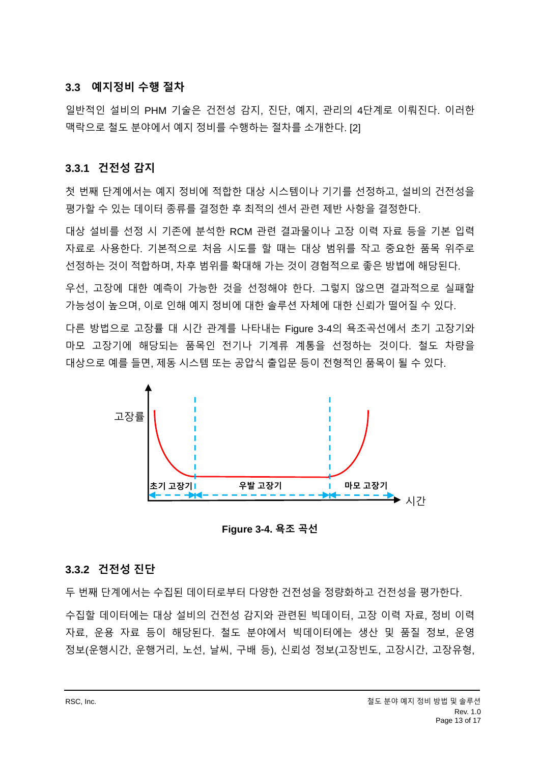### 3.3 예지정비 수행 절차

일반적인 설비의 PHM 기술은 건전성 감지, 진단, 예지, 관리의 4단계로 이뤄진다. 이러한 맥락으로 철도 분야에서 예지 정비를 수행하는 절차를 소개한다. [2]

#### 3.3.1 건전성 감지

첫 번째 단계에서는 예지 정비에 적합한 대상 시스템이나 기기를 선정하고, 설비의 건전성을 평가할 수 있는 데이터 종류를 결정한 후 최적의 센서 관련 제반 사항을 결정한다.

대상 설비를 선정 시 기존에 분석한 RCM 관련 결과물이나 고장 이력 자료 등을 기본 입력 자료로 사용한다. 기본적으로 처음 시도를 할 때는 대상 범위를 작고 중요한 품목 위주로 선정하는 것이 적합하며, 차후 범위를 확대해 가는 것이 경험적으로 좋은 방법에 해당된다.

우선, 고장에 대한 예측이 가능한 것을 선정해야 한다. 그렇지 않으면 결과적으로 실패할 가능성이 높으며, 이로 인해 예지 정비에 대한 솔루션 자체에 대한 신뢰가 떨어질 수 있다.

다른 방법으로 고장률 대 시간 관계를 나타내는 Figure 3-4의 욕조곡선에서 초기 고장기와 마모 고장기에 해당되는 품목인 전기나 기계류 계통을 선정하는 것이다. 철도 차량을 대상으로 예를 들면, 제동 시스템 또는 공압식 출입문 등이 전형적인 품목이 될 수 있다.

고장률

초기 고장기 | 우발 고장기 | 마모 고장기

시간

**Figure 3-4. 욕조 곡선**

#### 3.3.2 건전성 진단

두 번째 단계에서는 수집된 데이터로부터 다양한 건전성을 정량화하고 건전성을 평가한다.

수집할 데이터에는 대상 설비의 건전성 감지와 관련된 빅데이터, 고장 이력 자료, 정비 이력 자료, 운용 자료 등이 해당된다. 철도 분야에서 빅데이터에는 생산 및 품질 정보, 운영 정보(운행시간, 운행거리, 노선, 날씨, 구배 등), 신뢰성 정보(고장빈도, 고장시간, 고장유형,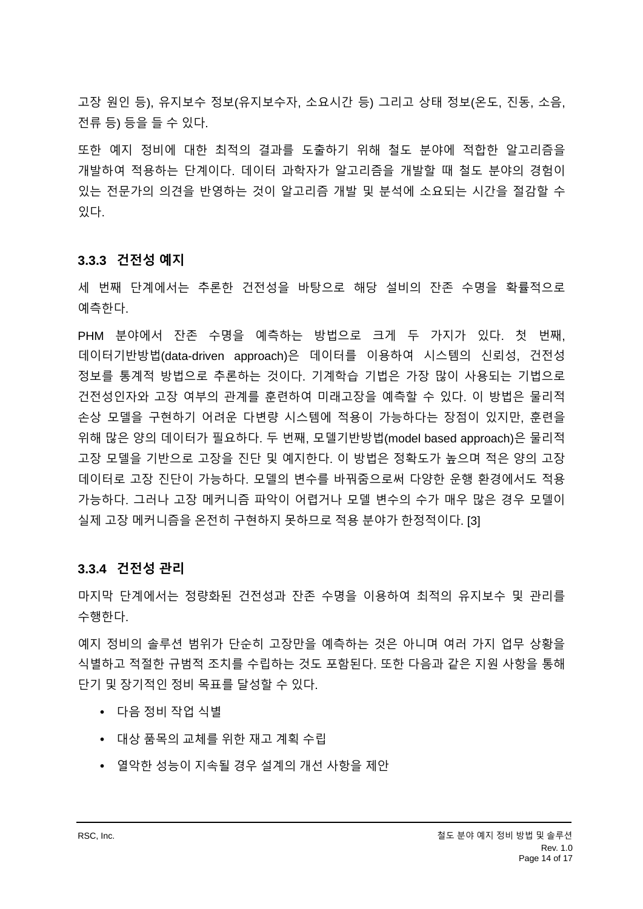고장 원인 등), 유지보수 정보(유지보수자, 소요시간 등) 그리고 상태 정보(온도, 진동, 소음, 전류 등) 등을 들 수 있다.

또한 예지 정비에 대한 최적의 결과를 도출하기 위해 철도 분야에 적합한 알고리즘을 개발하여 적용하는 단계이다. 데이터 과학자가 알고리즘을 개발할 때 철도 분야의 경험이 있는 전문가의 의견을 반영하는 것이 알고리즘 개발 및 분석에 소요되는 시간을 절감할 수 있다.

### 3.3.3 건전성 예지

세 번째 단계에서는 추론한 건전성을 바탕으로 해당 설비의 잔존 수명을 확률적으로 예측한다.

PHM 분야에서 잔존 수명을 예측하는 방법으로 크게 두 가지가 있다. 첫 번째, 데이터기반방법(data-driven approach)은 데이터를 이용하여 시스템의 신뢰성, 건전성 정보를 통계적 방법으로 추론하는 것이다. 기계학습 기법은 가장 많이 사용되는 기법으로 건전성인자와 고장 여부의 관계를 훈련하여 미래고장을 예측할 수 있다. 이 방법은 물리적 손상 모델을 구현하기 어려운 다변량 시스템에 적용이 가능하다는 장점이 있지만, 훈련을 위해 많은 양의 데이터가 필요하다. 두 번째, 모델기반방법(model based approach)은 물리적 고장 모델을 기반으로 고장을 진단 및 예지한다. 이 방법은 정확도가 높으며 적은 양의 고장 데이터로 고장 진단이 가능하다. 모델의 변수를 바꿔줌으로써 다양한 운행 환경에서도 적용 가능하다. 그러나 고장 메커니즘 파악이 어렵거나 모델 변수의 수가 매우 많은 경우 모델이 실제 고장 메커니즘을 온전히 구현하지 못하므로 적용 분야가 한정적이다. [3]

### 3.3.4 건전성 관리

마지막 단계에서는 정량화된 건전성과 잔존 수명을 이용하여 최적의 유지보수 및 관리를 수행한다.

예지 정비의 솔루션 범위가 단순히 고장만을 예측하는 것은 아니며 여러 가지 업무 상황을 식별하고 적절한 규범적 조치를 수립하는 것도 포함된다. 또한 다음과 같은 지원 사항을 통해 단기 및 장기적인 정비 목표를 달성할 수 있다.

- 다음 정비 작업 식별
- 대상 품목의 교체를 위한 재고 계획 수립
- 열악한 성능이 지속될 경우 설계의 개선 사항을 제안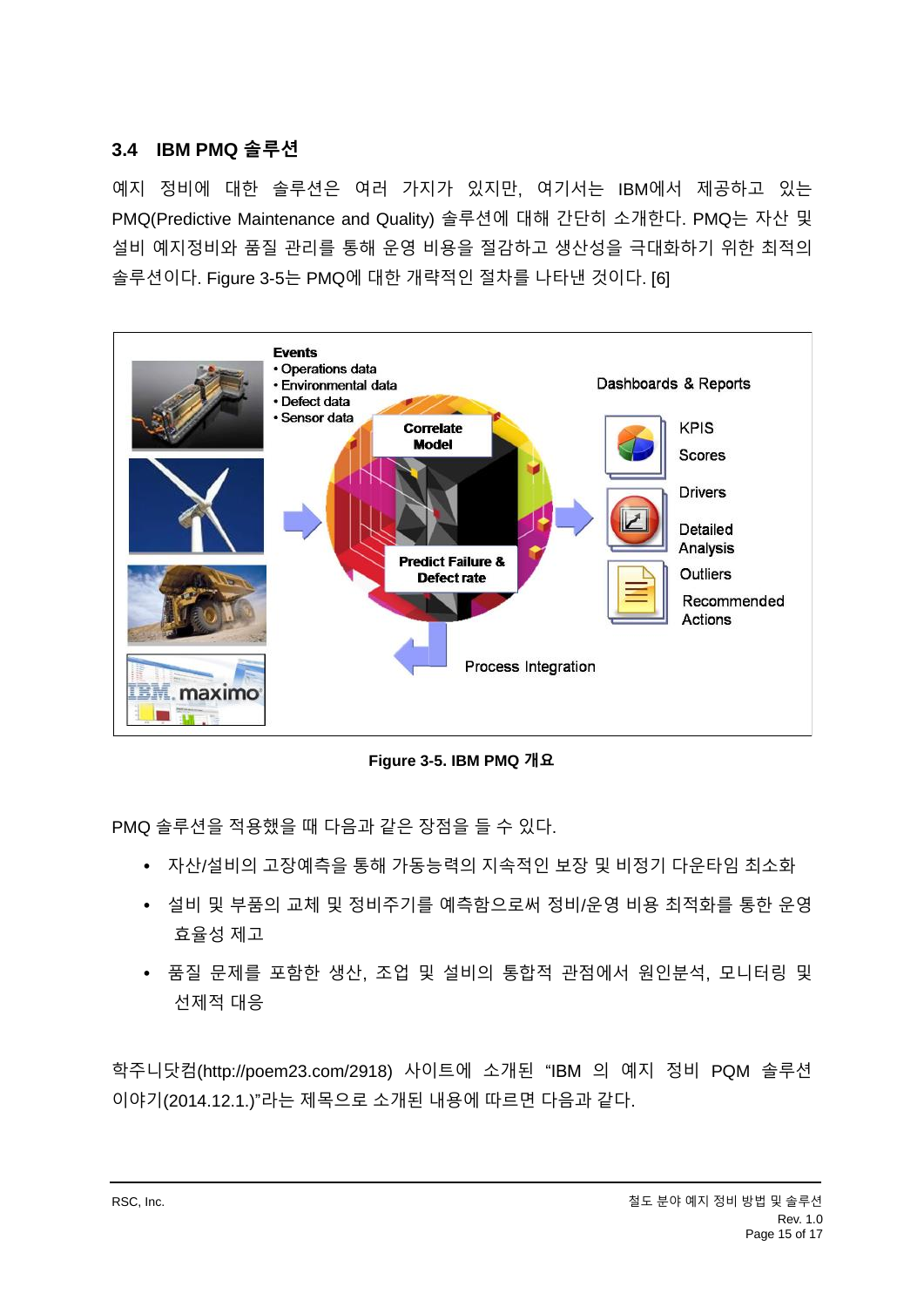### 3.4 IBM PMQ 솔루션

예지 정비에 대한 솔루션은 여러 가지가 있지만, 여기서는 IBM에서 제공하고 있는 PMQ(Predictive Maintenance and Quality) 솔루션에 대해 간단히 소개한다. PMQ는 자산 및 설비 예지정비와 품질 관리를 통해 운영 비용을 절감하고 생산성을 극대화하기 위한 최적의 솔루션이다. Figure 3-5는 PMQ에 대한 개략적인 절차를 나타낸 것이다. [6]

**Figure 3-5. IBM PMQ 개요**

PMQ 솔루션을 적용했을 때 다음과 같은 장점을 들 수 있다.

- 자산/설비의 고장예측을 통해 가동능력의 지속적인 보장 및 비정기 다운타임 최소화
- 설비 및 부품의 교체 및 정비주기를 예측함으로써 정비/운영 비용 최적화를 통한 운영 효율성 제고
- 품질 문제를 포함한 생산, 조업 및 설비의 통합적 관점에서 원인분석, 모니터링 및 선제적 대응

학주니닷컴(http://poem23.com/2918) 사이트에 소개된 "IBM 의 예지 정비 PQM 솔루션 이야기(2014.12.1.)"라는 제목으로 소개된 내용에 따르면 다음과 같다.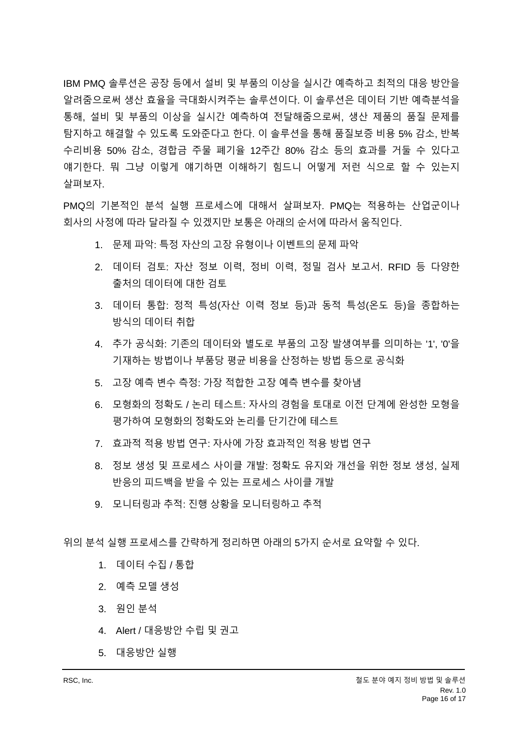IBM PMQ 솔루션은 공장 등에서 설비 및 부품의 이상을 실시간 예측하고 최적의 대응 방안을 알려줌으로써 생산 효율을 극대화시켜주는 솔루션이다. 이 솔루션은 데이터 기반 예측분석을 통해, 설비 및 부품의 이상을 실시간 예측하여 전달해줌으로써, 생산 제품의 품질 문제를 탐지하고 해결할 수 있도록 도와준다고 한다. 이 솔루션을 통해 품질보증 비용 5% 감소, 반복 수리비용 50% 감소, 경합금 주물 폐기율 12주간 80% 감소 등의 효과를 거둘 수 있다고 얘기한다. 뭐 그냥 이렇게 얘기하면 이해하기 힘드니 어떻게 저런 식으로 할 수 있는지 살펴보자.

PMQ의 기본적인 분석 실행 프로세스에 대해서 살펴보자. PMQ는 적용하는 산업군이나 회사의 사정에 따라 달라질 수 있겠지만 보통은 아래의 순서에 따라서 움직인다.

1. 문제 파악: 특정 자산의 고장 유형이나 이벤트의 문제 파악
2. 데이터 검토: 자산 정보 이력, 정비 이력, 정밀 검사 보고서. RFID 등 다양한 출처의 데이터에 대한 검토
3. 데이터 통합: 정적 특성(자산 이력 정보 등)과 동적 특성(온도 등)을 종합하는 방식의 데이터 취합
4. 추가 공식화: 기존의 데이터와 별도로 부품의 고장 발생여부를 의미하는 '1', '0'을 기재하는 방법이나 부품당 평균 비용을 산정하는 방법 등으로 공식화
5. 고장 예측 변수 측정: 가장 적합한 고장 예측 변수를 찾아냄
6. 모형화의 정확도 / 논리 테스트: 자사의 경험을 토대로 이전 단계에 완성한 모형을 평가하여 모형화의 정확도와 논리를 단기간에 테스트
7. 효과적 적용 방법 연구: 자사에 가장 효과적인 적용 방법 연구
8. 정보 생성 및 프로세스 사이클 개발: 정확도 유지와 개선을 위한 정보 생성, 실제 반응의 피드백을 받을 수 있는 프로세스 사이클 개발
9. 모니터링과 추적: 진행 상황을 모니터링하고 추적

위의 분석 실행 프로세스를 간략하게 정리하면 아래의 5가지 순서로 요약할 수 있다.

1. 데이터 수집 / 통합
2. 예측 모델 생성
3. 원인 분석
4. Alert / 대응방안 수립 및 권고
5. 대응방안 실행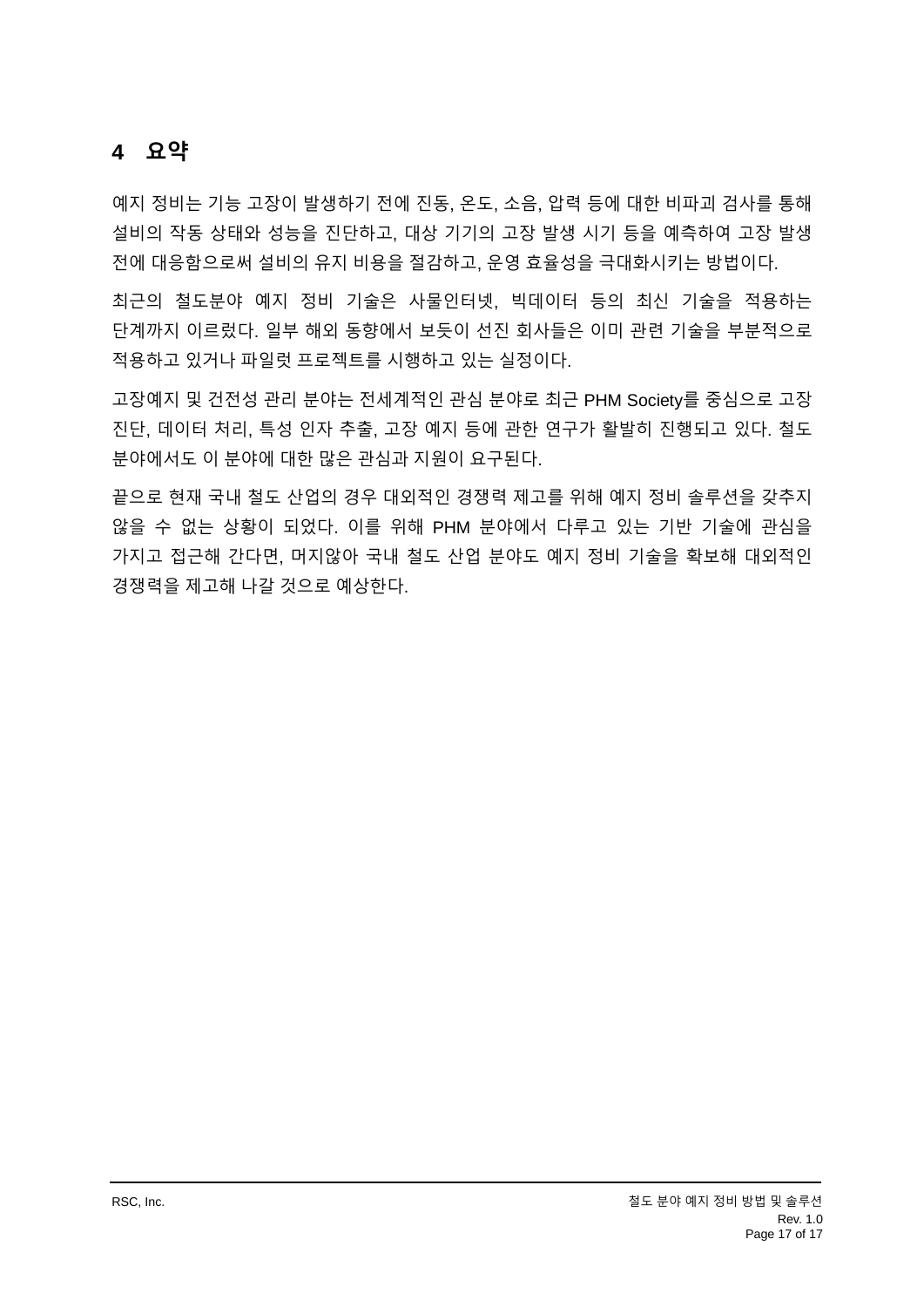## 4 요약

예지 정비는 기능 고장이 발생하기 전에 진동, 온도, 소음, 압력 등에 대한 비파괴 검사를 통해 설비의 작동 상태와 성능을 진단하고, 대상 기기의 고장 발생 시기 등을 예측하여 고장 발생 전에 대응함으로써 설비의 유지 비용을 절감하고, 운영 효율성을 극대화시키는 방법이다.

최근의 철도분야 예지 정비 기술은 사물인터넷, 빅데이터 등의 최신 기술을 적용하는 단계까지 이르렀다. 일부 해외 동향에서 보듯이 선진 회사들은 이미 관련 기술을 부분적으로 적용하고 있거나 파일럿 프로젝트를 시행하고 있는 실정이다.

고장예지 및 건전성 관리 분야는 전세계적인 관심 분야로 최근 PHM Society를 중심으로 고장 진단, 데이터 처리, 특성 인자 추출, 고장 예지 등에 관한 연구가 활발히 진행되고 있다. 철도 분야에서도 이 분야에 대한 많은 관심과 지원이 요구된다.

끝으로 현재 국내 철도 산업의 경우 대외적인 경쟁력 제고를 위해 예지 정비 솔루션을 갖추지 않을 수 없는 상황이 되었다. 이를 위해 PHM 분야에서 다루고 있는 기반 기술에 관심을 가지고 접근해 간다면, 머지않아 국내 철도 산업 분야도 예지 정비 기술을 확보해 대외적인 경쟁력을 제고해 나갈 것으로 예상한다.